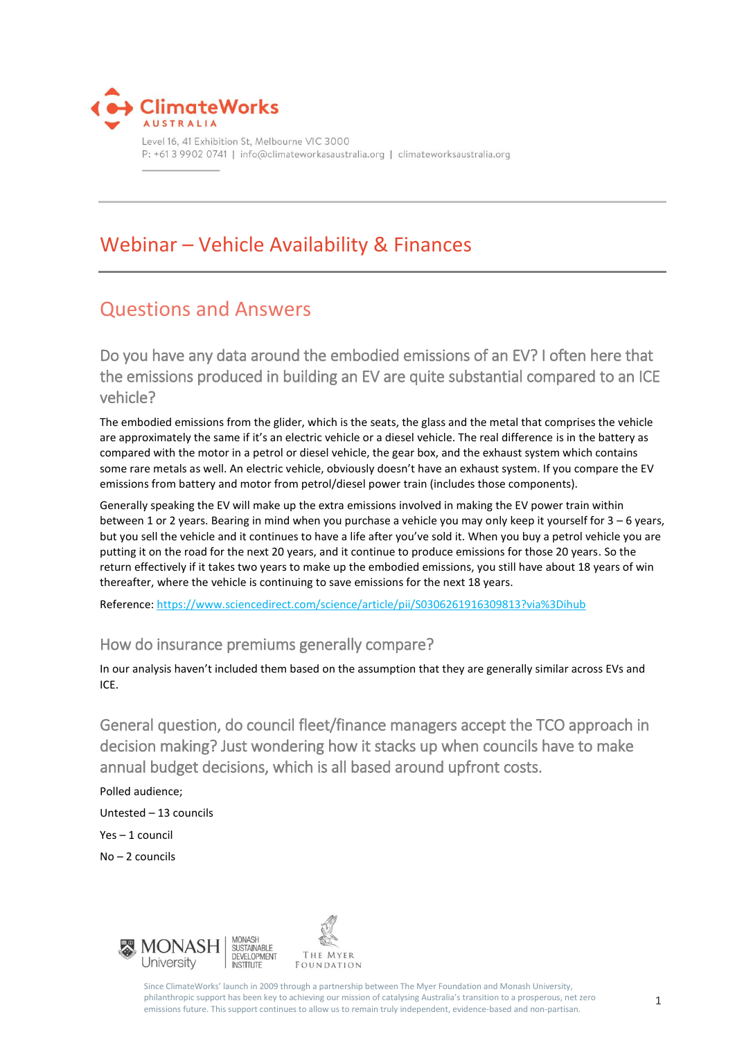# Webinar – Vehicle Availability & Finances

## Questions and Answers

### Do you have any data around the embodied emissions of an EV? I often here that the emissions produced in building an EV are quite substantial compared to an ICE vehicle?

The embodied emissions from the glider, which is the seats, the glass and the metal that comprises the vehicle are approximately the same if it's an electric vehicle or a diesel vehicle. The real difference is in the battery as compared with the motor in a petrol or diesel vehicle, the gear box, and the exhaust system which contains some rare metals as well. An electric vehicle, obviously doesn't have an exhaust system. If you compare the EV emissions from battery and motor from petrol/diesel power train (includes those components).

Generally speaking the EV will make up the extra emissions involved in making the EV power train within between 1 or 2 years. Bearing in mind when you purchase a vehicle you may only keep it yourself for 3 – 6 years, but you sell the vehicle and it continues to have a life after you've sold it. When you buy a petrol vehicle you are putting it on the road for the next 20 years, and it continue to produce emissions for those 20 years. So the return effectively if it takes two years to make up the embodied emissions, you still have about 18 years of win thereafter, where the vehicle is continuing to save emissions for the next 18 years.

Reference: https://www.sciencedirect.com/science/article/pii/S0306261916309813?via%3Dihub

### How do insurance premiums generally compare?

In our analysis haven't included them based on the assumption that they are generally similar across EVs and ICE.

### General question, do council fleet/finance managers accept the TCO approach in decision making? Just wondering how it stacks up when councils have to make annual budget decisions, which is all based around upfront costs.

Polled audience;

Untested – 13 councils

Yes – 1 council

No – 2 councils

Since ClimateWorks' launch in 2009 through a partnership between The Myer Foundation and Monash University, philanthropic support has been key to achieving our mission of catalysing Australia's transition to a prosperous, net zero emissions future. This support continues to allow us to remain truly independent, evidence-based and non-partisan.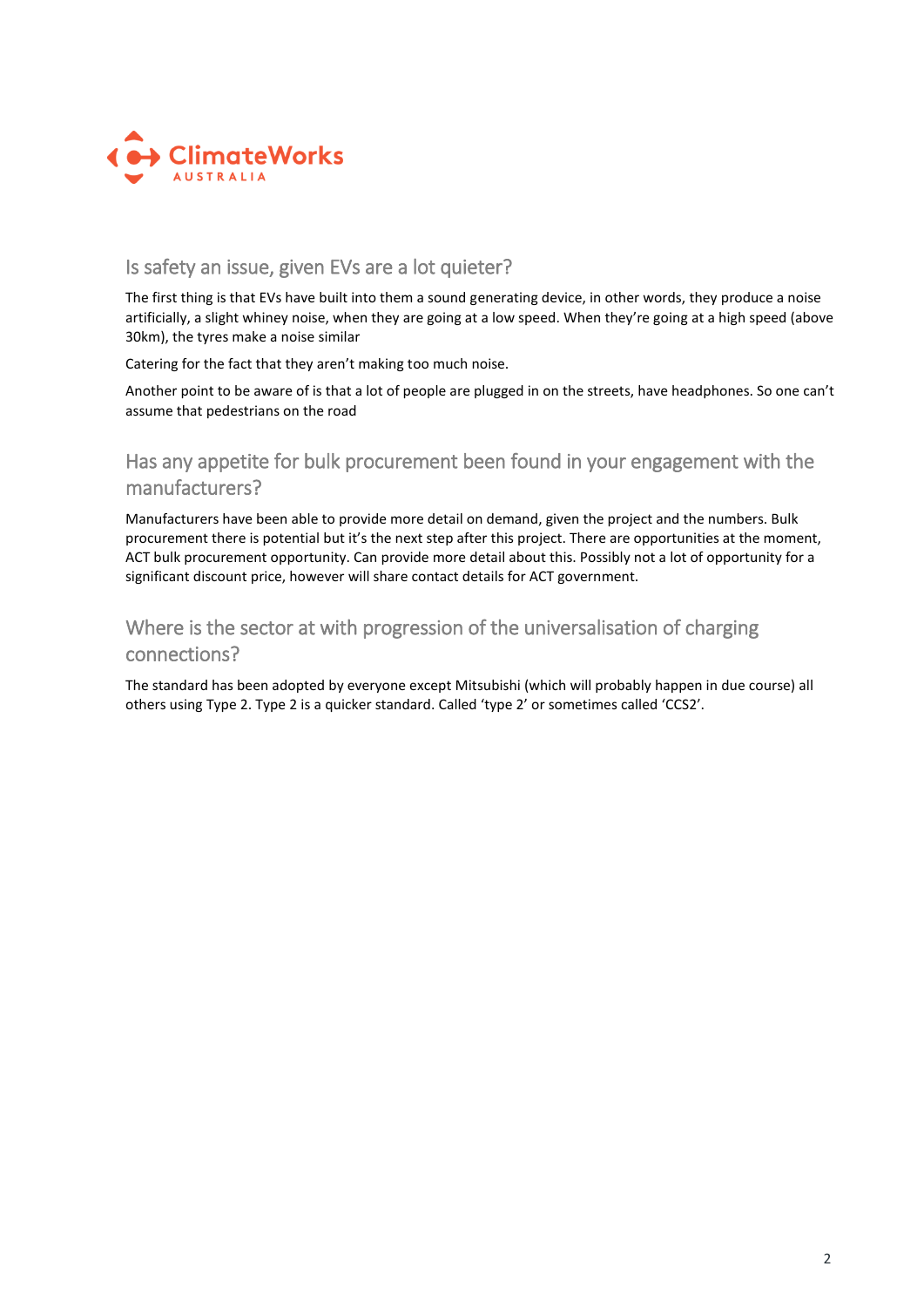## Is safety an issue, given EVs are a lot quieter?

The first thing is that EVs have built into them a sound generating device, in other words, they produce a noise artificially, a slight whiney noise, when they are going at a low speed. When they're going at a high speed (above 30km), the tyres make a noise similar

Catering for the fact that they aren't making too much noise.

Another point to be aware of is that a lot of people are plugged in on the streets, have headphones. So one can't assume that pedestrians on the road

## Has any appetite for bulk procurement been found in your engagement with the manufacturers?

Manufacturers have been able to provide more detail on demand, given the project and the numbers. Bulk procurement there is potential but it's the next step after this project. There are opportunities at the moment, ACT bulk procurement opportunity. Can provide more detail about this. Possibly not a lot of opportunity for a significant discount price, however will share contact details for ACT government.

## Where is the sector at with progression of the universalisation of charging connections?

The standard has been adopted by everyone except Mitsubishi (which will probably happen in due course) all others using Type 2. Type 2 is a quicker standard. Called 'type 2' or sometimes called 'CCS2'.